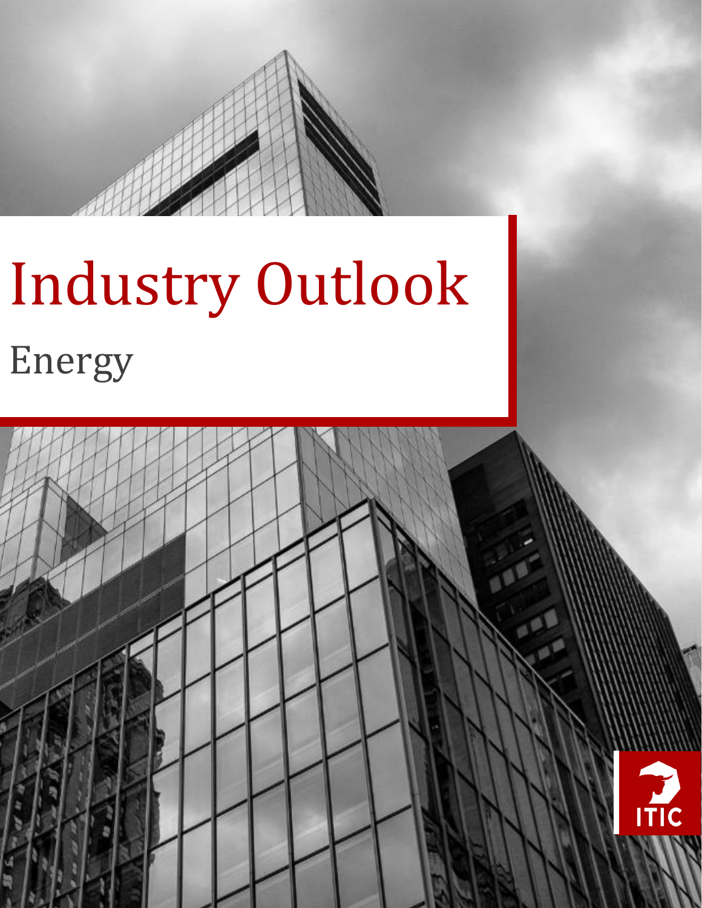# Industry Outlook

## Energy

ITIC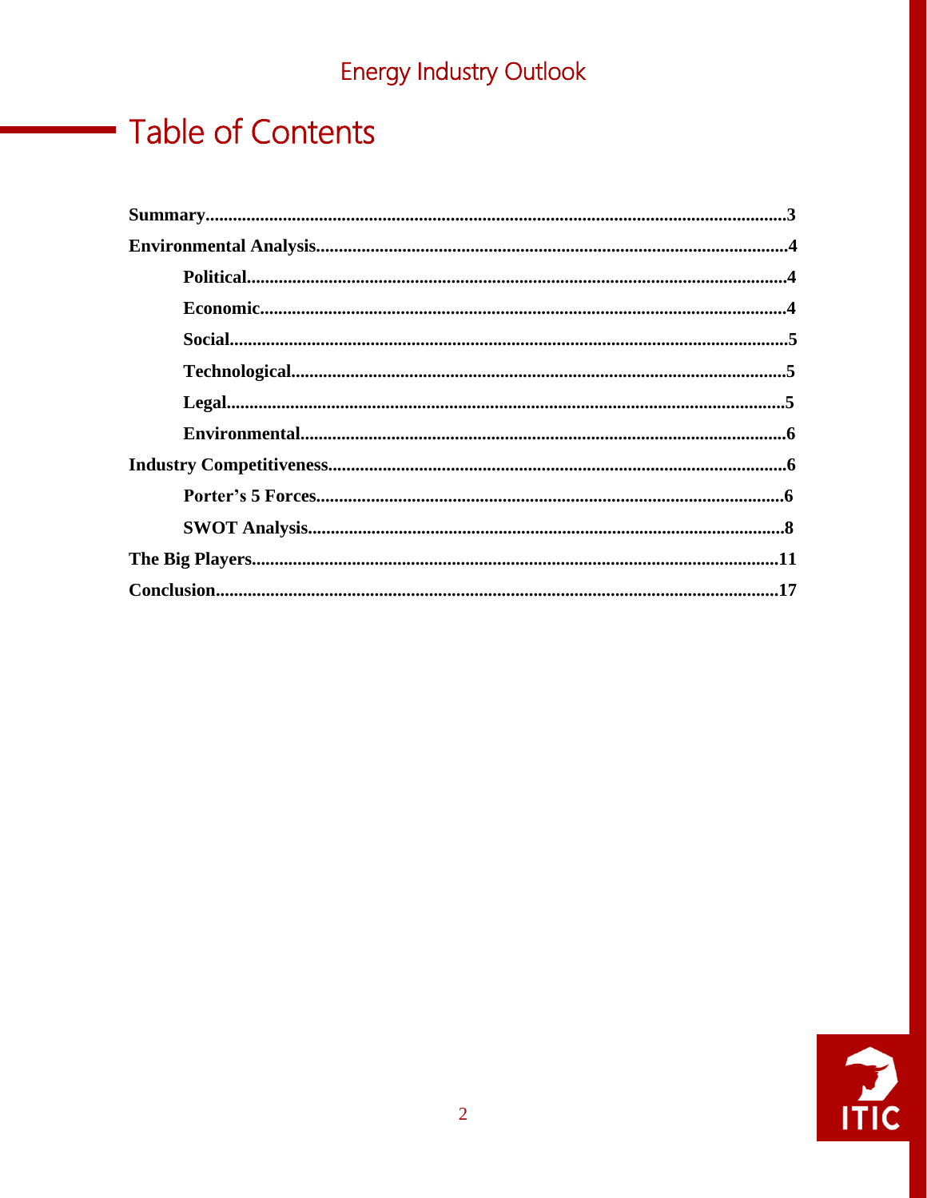# Table of Contents

**Summary**......................................................................................................................**3**

**Environmental Analysis**..............................................................................................**4**

- **Political**..............................................................................................................**4**
- **Economic**...........................................................................................................**4**
- **Social**..................................................................................................................**5**
- **Technological**....................................................................................................**5**
- **Legal**..................................................................................................................**5**
- **Environmental**...................................................................................................**6**

**Industry Competitiveness**.............................................................................................**6**

- **Porter's 5 Forces**...............................................................................................**6**
- **SWOT Analysis**................................................................................................**8**

**The Big Players**...........................................................................................................**11**

**Conclusion**...................................................................................................................**17**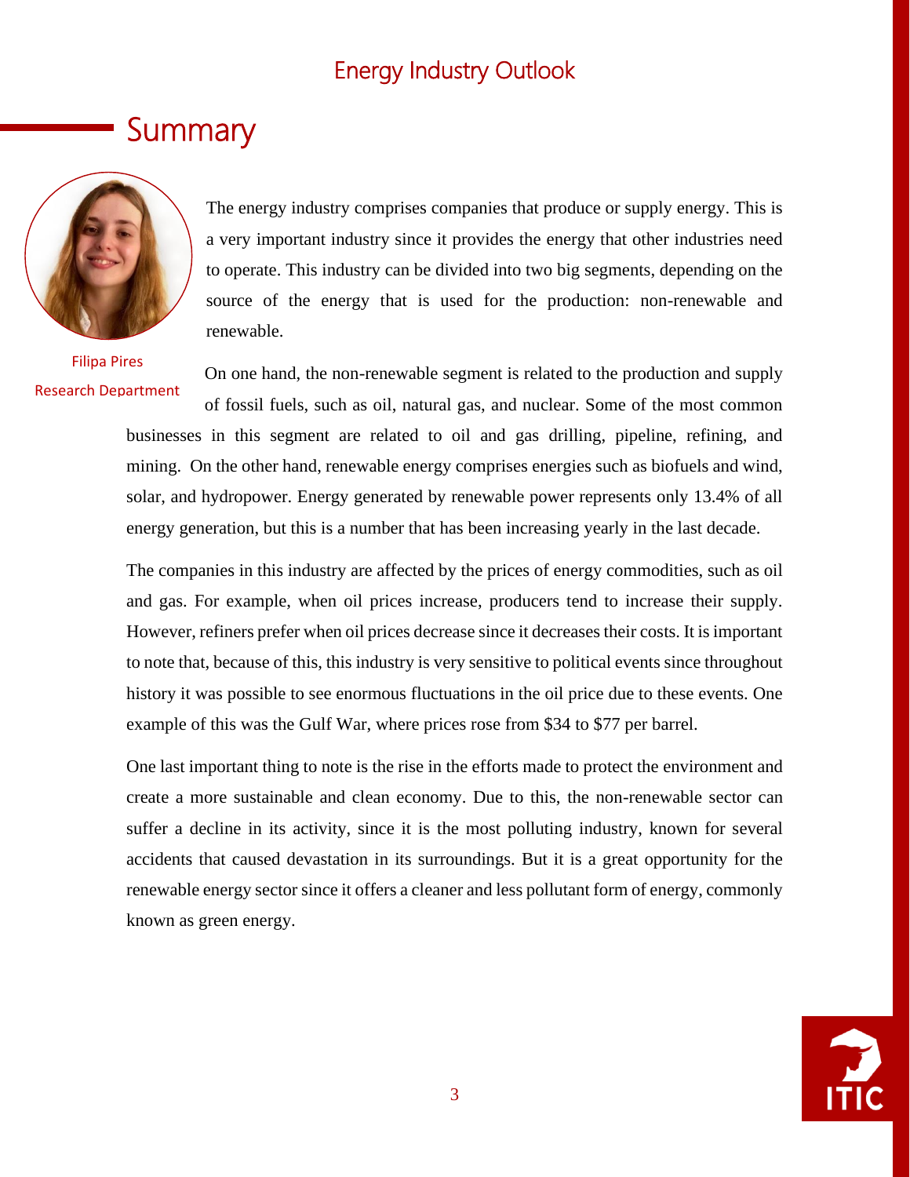## Summary

Filipa Pires
Research Department

The energy industry comprises companies that produce or supply energy. This is a very important industry since it provides the energy that other industries need to operate. This industry can be divided into two big segments, depending on the source of the energy that is used for the production: non-renewable and renewable.

On one hand, the non-renewable segment is related to the production and supply of fossil fuels, such as oil, natural gas, and nuclear. Some of the most common businesses in this segment are related to oil and gas drilling, pipeline, refining, and mining. On the other hand, renewable energy comprises energies such as biofuels and wind, solar, and hydropower. Energy generated by renewable power represents only 13.4% of all energy generation, but this is a number that has been increasing yearly in the last decade.

The companies in this industry are affected by the prices of energy commodities, such as oil and gas. For example, when oil prices increase, producers tend to increase their supply. However, refiners prefer when oil prices decrease since it decreases their costs. It is important to note that, because of this, this industry is very sensitive to political events since throughout history it was possible to see enormous fluctuations in the oil price due to these events. One example of this was the Gulf War, where prices rose from $34 to $77 per barrel.

One last important thing to note is the rise in the efforts made to protect the environment and create a more sustainable and clean economy. Due to this, the non-renewable sector can suffer a decline in its activity, since it is the most polluting industry, known for several accidents that caused devastation in its surroundings. But it is a great opportunity for the renewable energy sector since it offers a cleaner and less pollutant form of energy, commonly known as green energy.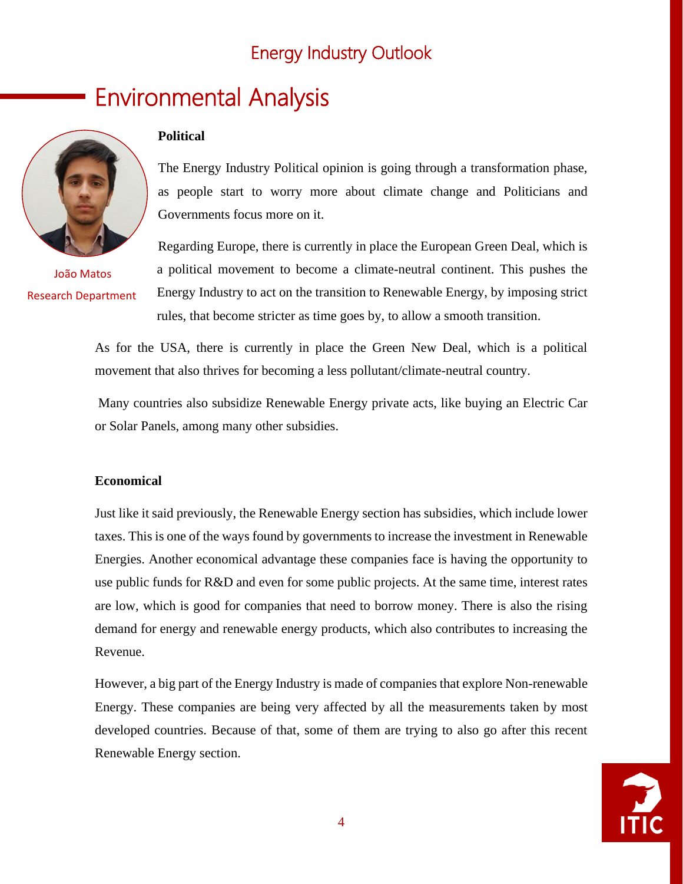# Environmental Analysis

João Matos
Research Department

**Political**

The Energy Industry Political opinion is going through a transformation phase, as people start to worry more about climate change and Politicians and Governments focus more on it.

Regarding Europe, there is currently in place the European Green Deal, which is a political movement to become a climate-neutral continent. This pushes the Energy Industry to act on the transition to Renewable Energy, by imposing strict rules, that become stricter as time goes by, to allow a smooth transition.

As for the USA, there is currently in place the Green New Deal, which is a political movement that also thrives for becoming a less pollutant/climate-neutral country.

Many countries also subsidize Renewable Energy private acts, like buying an Electric Car or Solar Panels, among many other subsidies.

**Economical**

Just like it said previously, the Renewable Energy section has subsidies, which include lower taxes. This is one of the ways found by governments to increase the investment in Renewable Energies. Another economical advantage these companies face is having the opportunity to use public funds for R&D and even for some public projects. At the same time, interest rates are low, which is good for companies that need to borrow money. There is also the rising demand for energy and renewable energy products, which also contributes to increasing the Revenue.

However, a big part of the Energy Industry is made of companies that explore Non-renewable Energy. These companies are being very affected by all the measurements taken by most developed countries. Because of that, some of them are trying to also go after this recent Renewable Energy section.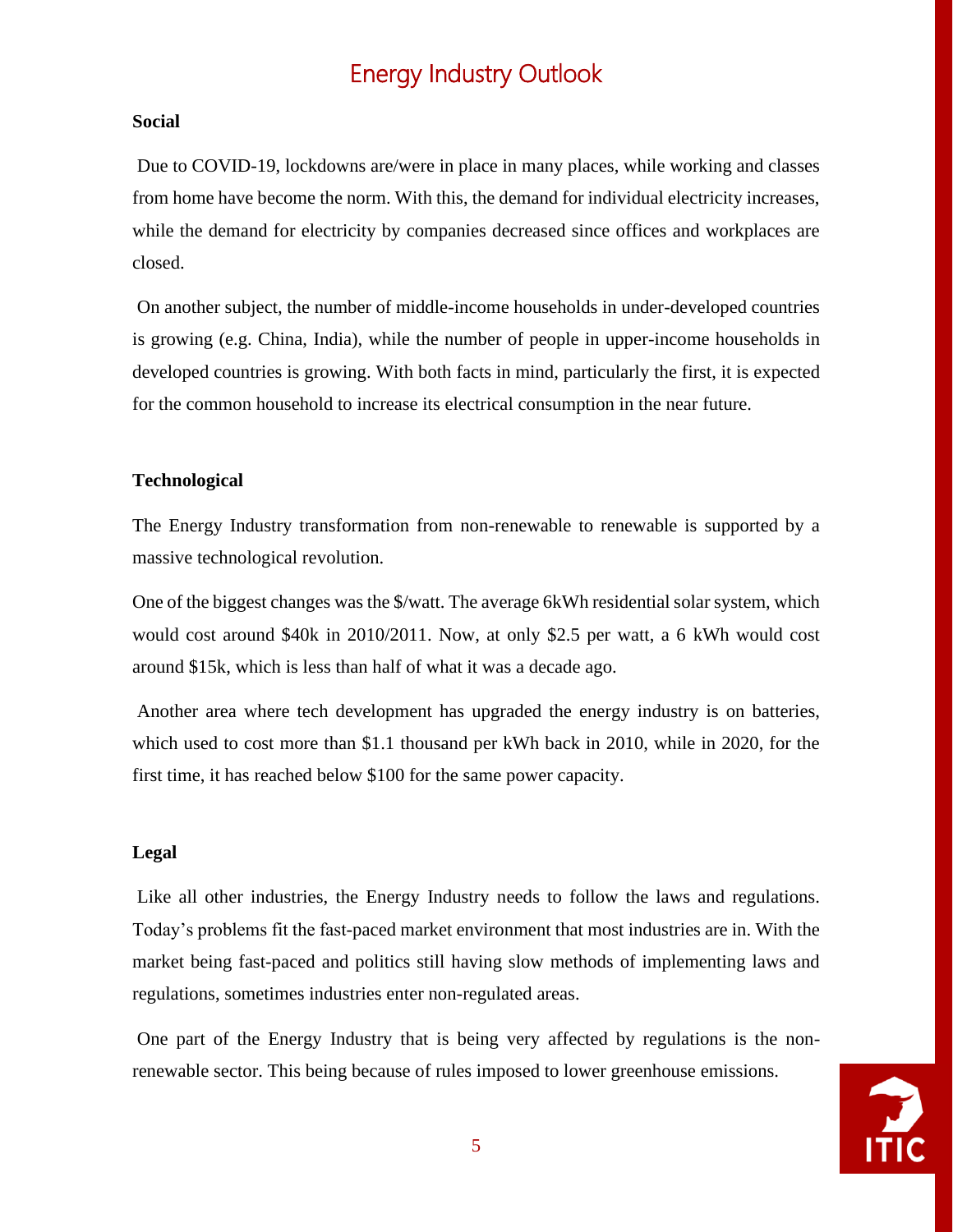# Energy Industry Outlook

**Social**

Due to COVID-19, lockdowns are/were in place in many places, while working and classes from home have become the norm. With this, the demand for individual electricity increases, while the demand for electricity by companies decreased since offices and workplaces are closed.

On another subject, the number of middle-income households in under-developed countries is growing (e.g. China, India), while the number of people in upper-income households in developed countries is growing. With both facts in mind, particularly the first, it is expected for the common household to increase its electrical consumption in the near future.

**Technological**

The Energy Industry transformation from non-renewable to renewable is supported by a massive technological revolution.

One of the biggest changes was the $/watt. The average 6kWh residential solar system, which would cost around $40k in 2010/2011. Now, at only $2.5 per watt, a 6 kWh would cost around $15k, which is less than half of what it was a decade ago.

Another area where tech development has upgraded the energy industry is on batteries, which used to cost more than $1.1 thousand per kWh back in 2010, while in 2020, for the first time, it has reached below $100 for the same power capacity.

**Legal**

Like all other industries, the Energy Industry needs to follow the laws and regulations. Today's problems fit the fast-paced market environment that most industries are in. With the market being fast-paced and politics still having slow methods of implementing laws and regulations, sometimes industries enter non-regulated areas.

One part of the Energy Industry that is being very affected by regulations is the non-renewable sector. This being because of rules imposed to lower greenhouse emissions.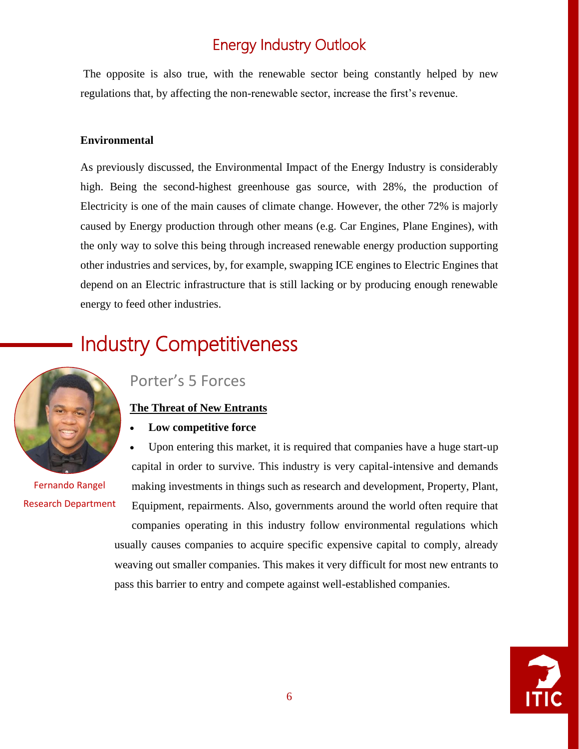The opposite is also true, with the renewable sector being constantly helped by new regulations that, by affecting the non-renewable sector, increase the first's revenue.

**Environmental**

As previously discussed, the Environmental Impact of the Energy Industry is considerably high. Being the second-highest greenhouse gas source, with 28%, the production of Electricity is one of the main causes of climate change. However, the other 72% is majorly caused by Energy production through other means (e.g. Car Engines, Plane Engines), with the only way to solve this being through increased renewable energy production supporting other industries and services, by, for example, swapping ICE engines to Electric Engines that depend on an Electric infrastructure that is still lacking or by producing enough renewable energy to feed other industries.

# Industry Competitiveness

Fernando Rangel
Research Department

## Porter's 5 Forces

**The Threat of New Entrants**

- **Low competitive force**
- Upon entering this market, it is required that companies have a huge start-up capital in order to survive. This industry is very capital-intensive and demands making investments in things such as research and development, Property, Plant, Equipment, repairments. Also, governments around the world often require that companies operating in this industry follow environmental regulations which usually causes companies to acquire specific expensive capital to comply, already weaving out smaller companies. This makes it very difficult for most new entrants to pass this barrier to entry and compete against well-established companies.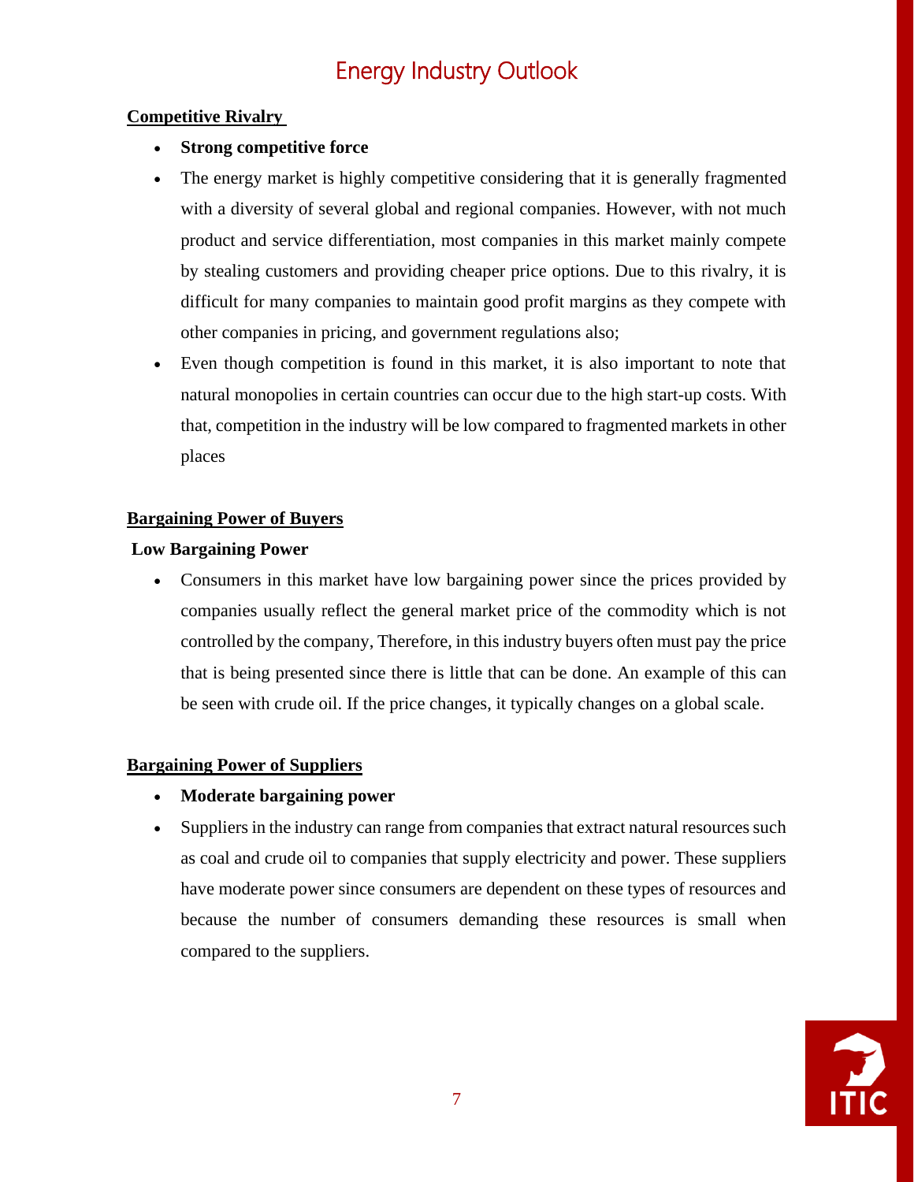## Competitive Rivalry

- **Strong competitive force**
- The energy market is highly competitive considering that it is generally fragmented with a diversity of several global and regional companies. However, with not much product and service differentiation, most companies in this market mainly compete by stealing customers and providing cheaper price options. Due to this rivalry, it is difficult for many companies to maintain good profit margins as they compete with other companies in pricing, and government regulations also;
- Even though competition is found in this market, it is also important to note that natural monopolies in certain countries can occur due to the high start-up costs. With that, competition in the industry will be low compared to fragmented markets in other places

## Bargaining Power of Buyers

**Low Bargaining Power**

- Consumers in this market have low bargaining power since the prices provided by companies usually reflect the general market price of the commodity which is not controlled by the company, Therefore, in this industry buyers often must pay the price that is being presented since there is little that can be done. An example of this can be seen with crude oil. If the price changes, it typically changes on a global scale.

## Bargaining Power of Suppliers

- **Moderate bargaining power**
- Suppliers in the industry can range from companies that extract natural resources such as coal and crude oil to companies that supply electricity and power. These suppliers have moderate power since consumers are dependent on these types of resources and because the number of consumers demanding these resources is small when compared to the suppliers.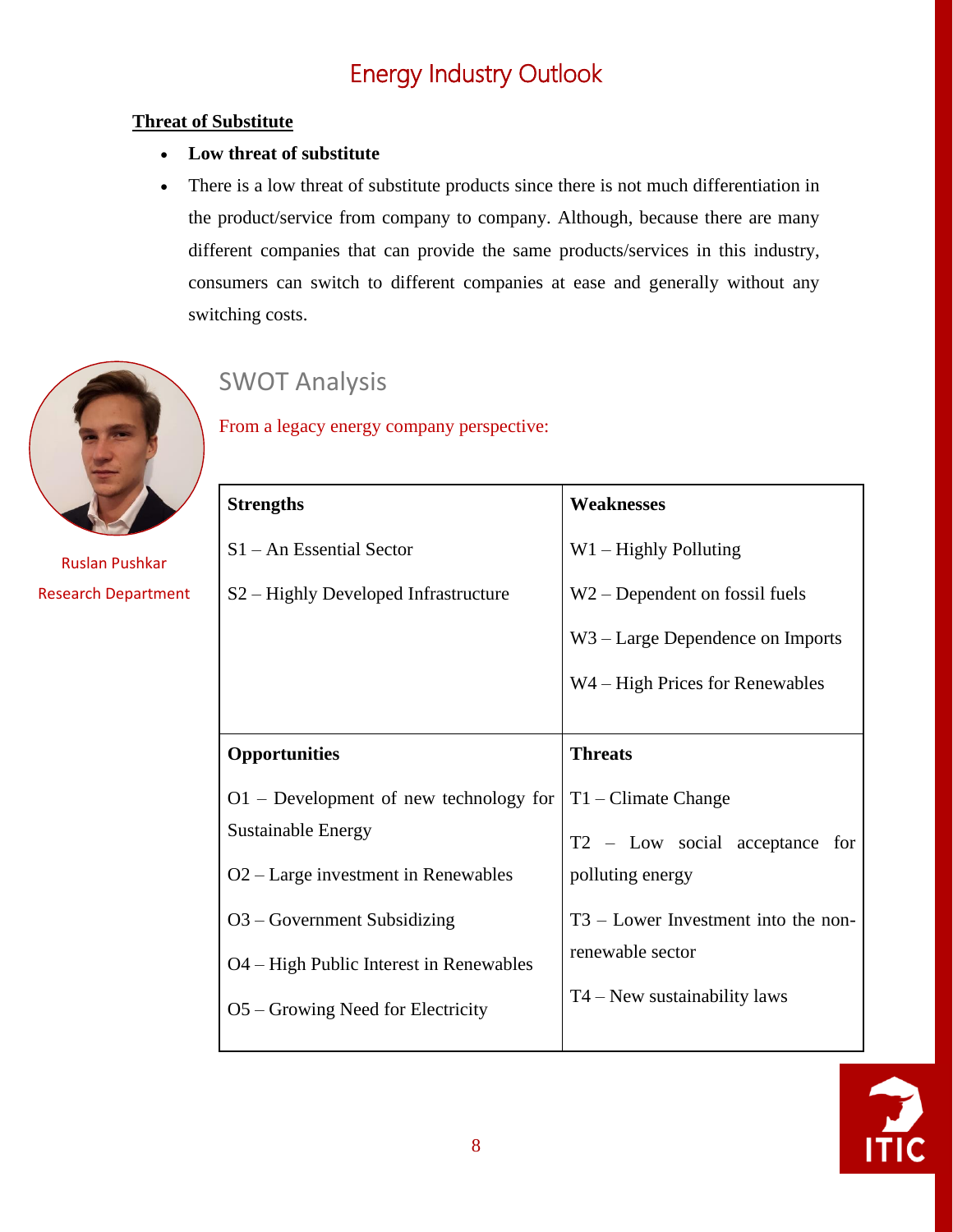**Threat of Substitute**

- **Low threat of substitute**
- There is a low threat of substitute products since there is not much differentiation in the product/service from company to company. Although, because there are many different companies that can provide the same products/services in this industry, consumers can switch to different companies at ease and generally without any switching costs.

Ruslan Pushkar
Research Department

## SWOT Analysis

From a legacy energy company perspective:

| **Strengths** | **Weaknesses** |
|---|---|
| S1 – An Essential Sector | W1 – Highly Polluting |
| S2 – Highly Developed Infrastructure | W2 – Dependent on fossil fuels |
| | W3 – Large Dependence on Imports |
| | W4 – High Prices for Renewables |
| **Opportunities** | **Threats** |
| O1 – Development of new technology for Sustainable Energy | T1 – Climate Change |
| O2 – Large investment in Renewables | T2 – Low social acceptance for polluting energy |
| O3 – Government Subsidizing | T3 – Lower Investment into the non-renewable sector |
| O4 – High Public Interest in Renewables | T4 – New sustainability laws |
| O5 – Growing Need for Electricity | |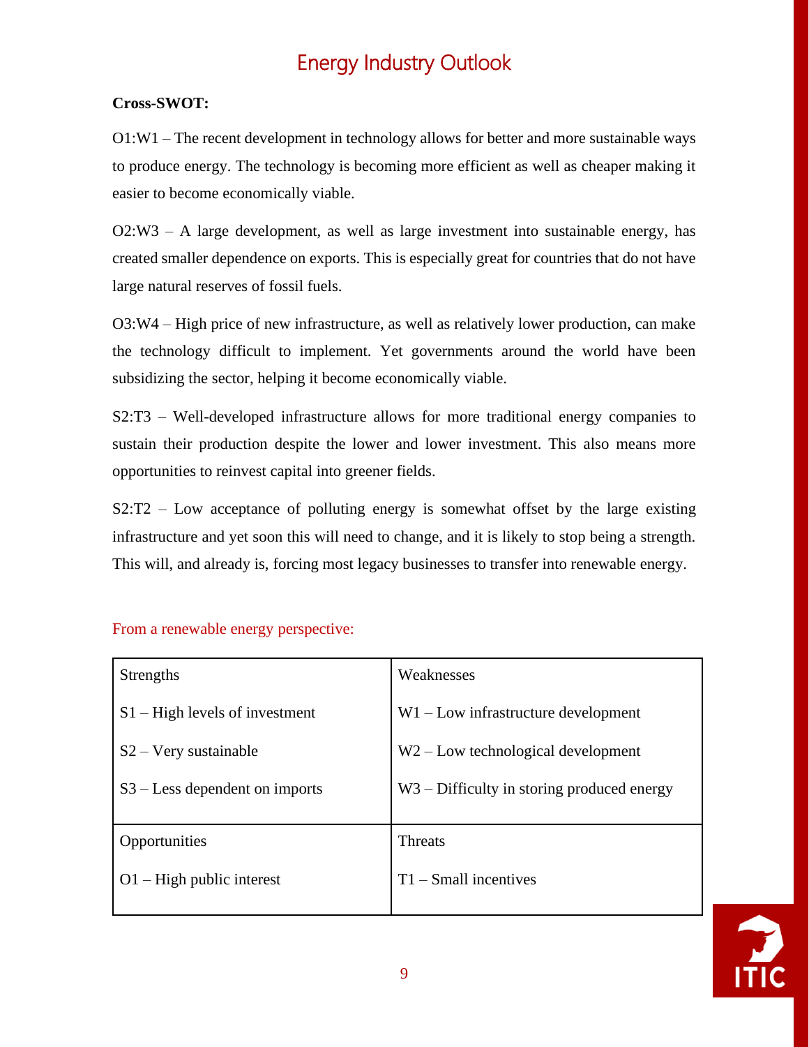# Energy Industry Outlook

**Cross-SWOT:**

O1:W1 – The recent development in technology allows for better and more sustainable ways to produce energy. The technology is becoming more efficient as well as cheaper making it easier to become economically viable.

O2:W3 – A large development, as well as large investment into sustainable energy, has created smaller dependence on exports. This is especially great for countries that do not have large natural reserves of fossil fuels.

O3:W4 – High price of new infrastructure, as well as relatively lower production, can make the technology difficult to implement. Yet governments around the world have been subsidizing the sector, helping it become economically viable.

S2:T3 – Well-developed infrastructure allows for more traditional energy companies to sustain their production despite the lower and lower investment. This also means more opportunities to reinvest capital into greener fields.

S2:T2 – Low acceptance of polluting energy is somewhat offset by the large existing infrastructure and yet soon this will need to change, and it is likely to stop being a strength. This will, and already is, forcing most legacy businesses to transfer into renewable energy.

From a renewable energy perspective:

| Strengths | Weaknesses |
|---|---|
| S1 – High levels of investment | W1 – Low infrastructure development |
| S2 – Very sustainable | W2 – Low technological development |
| S3 – Less dependent on imports | W3 – Difficulty in storing produced energy |
| **Opportunities** | **Threats** |
| O1 – High public interest | T1 – Small incentives |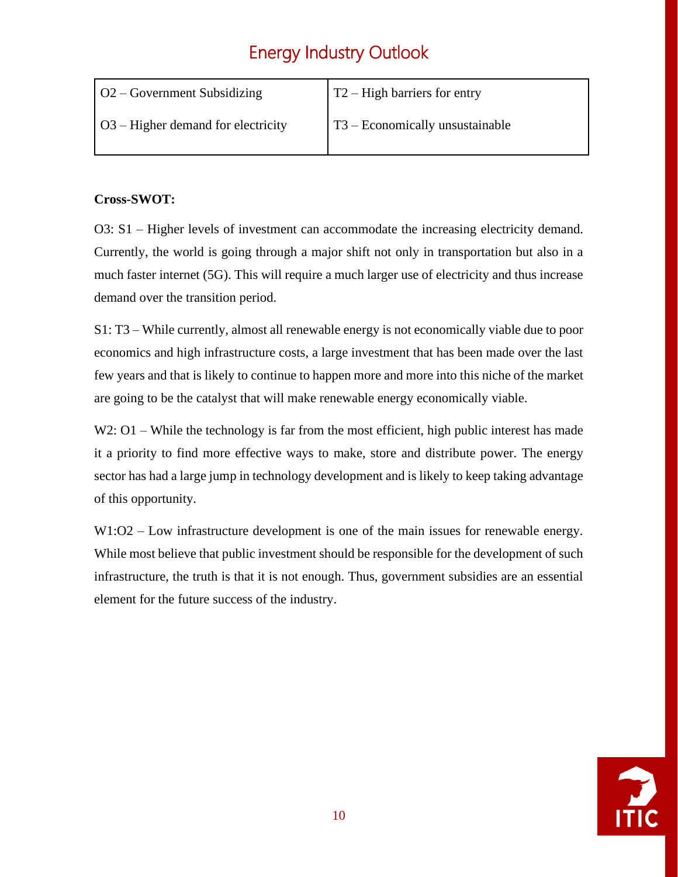| O2 – Government Subsidizing | T2 – High barriers for entry |
|---|---|
| O3 – Higher demand for electricity | T3 – Economically unsustainable |

**Cross-SWOT:**

O3: S1 – Higher levels of investment can accommodate the increasing electricity demand. Currently, the world is going through a major shift not only in transportation but also in a much faster internet (5G). This will require a much larger use of electricity and thus increase demand over the transition period.

S1: T3 – While currently, almost all renewable energy is not economically viable due to poor economics and high infrastructure costs, a large investment that has been made over the last few years and that is likely to continue to happen more and more into this niche of the market are going to be the catalyst that will make renewable energy economically viable.

W2: O1 – While the technology is far from the most efficient, high public interest has made it a priority to find more effective ways to make, store and distribute power. The energy sector has had a large jump in technology development and is likely to keep taking advantage of this opportunity.

W1:O2 – Low infrastructure development is one of the main issues for renewable energy. While most believe that public investment should be responsible for the development of such infrastructure, the truth is that it is not enough. Thus, government subsidies are an essential element for the future success of the industry.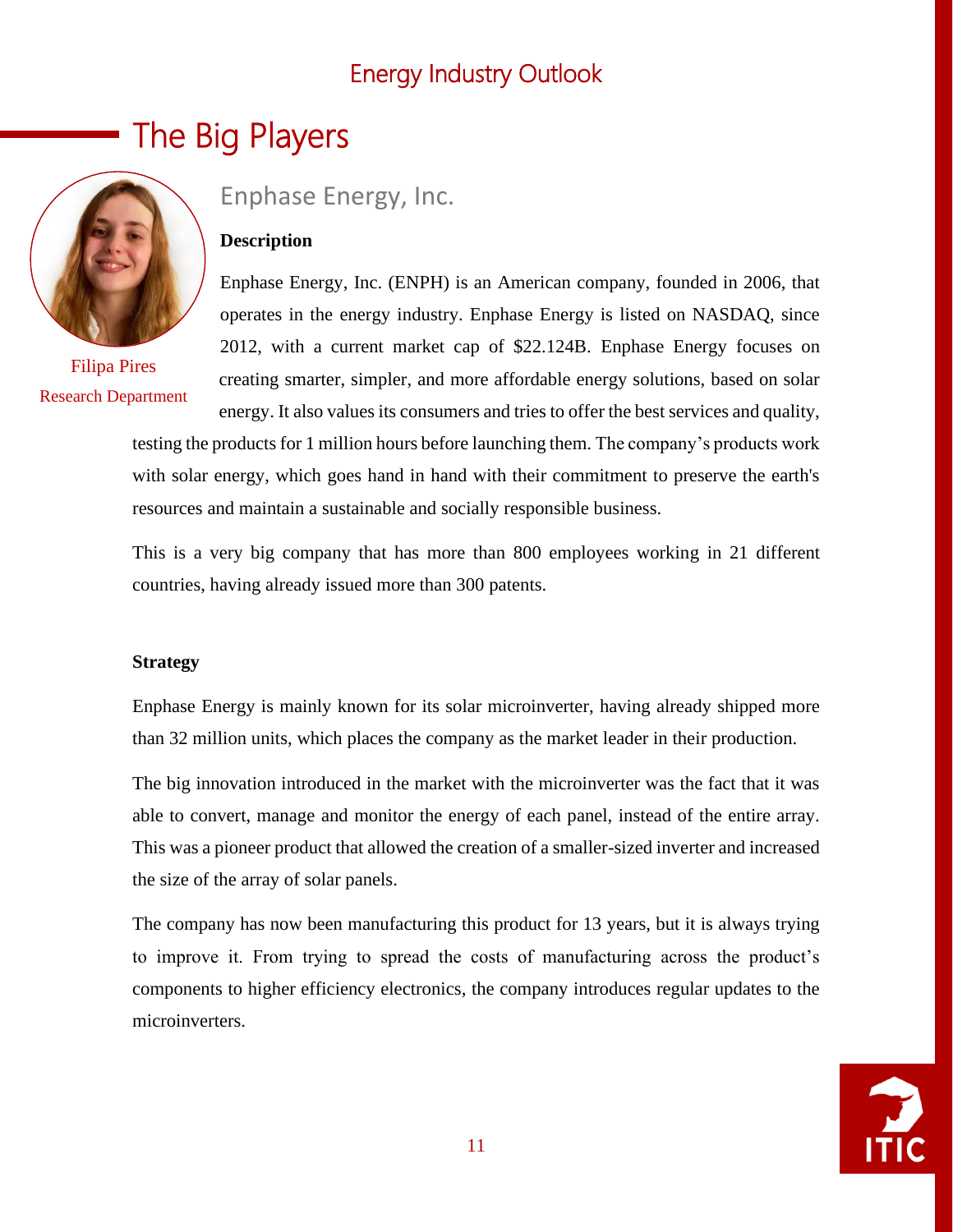# The Big Players

Filipa Pires
Research Department

## Enphase Energy, Inc.

**Description**

Enphase Energy, Inc. (ENPH) is an American company, founded in 2006, that operates in the energy industry. Enphase Energy is listed on NASDAQ, since 2012, with a current market cap of $22.124B. Enphase Energy focuses on creating smarter, simpler, and more affordable energy solutions, based on solar energy. It also values its consumers and tries to offer the best services and quality, testing the products for 1 million hours before launching them. The company's products work with solar energy, which goes hand in hand with their commitment to preserve the earth's resources and maintain a sustainable and socially responsible business.

This is a very big company that has more than 800 employees working in 21 different countries, having already issued more than 300 patents.

**Strategy**

Enphase Energy is mainly known for its solar microinverter, having already shipped more than 32 million units, which places the company as the market leader in their production.

The big innovation introduced in the market with the microinverter was the fact that it was able to convert, manage and monitor the energy of each panel, instead of the entire array. This was a pioneer product that allowed the creation of a smaller-sized inverter and increased the size of the array of solar panels.

The company has now been manufacturing this product for 13 years, but it is always trying to improve it. From trying to spread the costs of manufacturing across the product's components to higher efficiency electronics, the company introduces regular updates to the microinverters.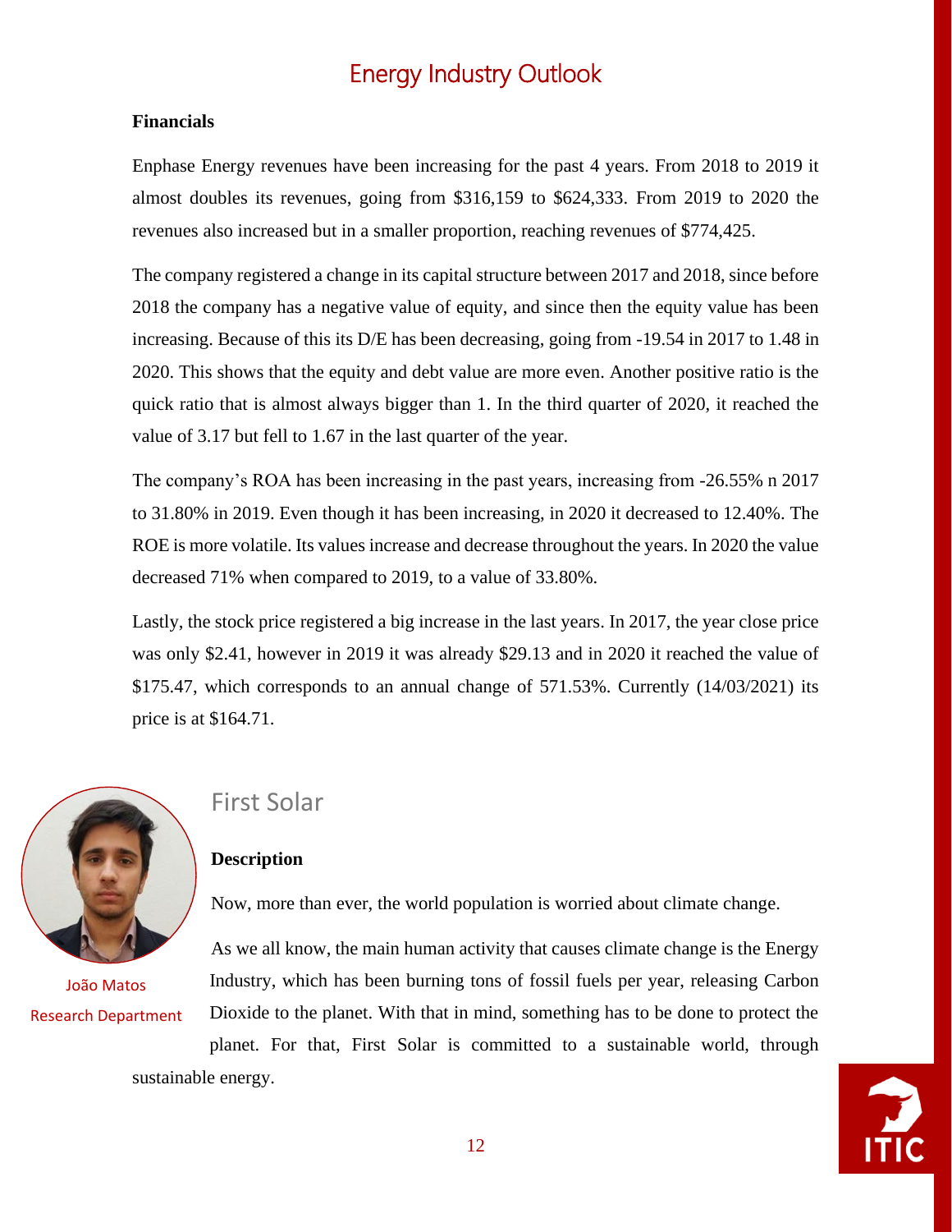# Energy Industry Outlook

**Financials**

Enphase Energy revenues have been increasing for the past 4 years. From 2018 to 2019 it almost doubles its revenues, going from $316,159 to $624,333. From 2019 to 2020 the revenues also increased but in a smaller proportion, reaching revenues of $774,425.

The company registered a change in its capital structure between 2017 and 2018, since before 2018 the company has a negative value of equity, and since then the equity value has been increasing. Because of this its D/E has been decreasing, going from -19.54 in 2017 to 1.48 in 2020. This shows that the equity and debt value are more even. Another positive ratio is the quick ratio that is almost always bigger than 1. In the third quarter of 2020, it reached the value of 3.17 but fell to 1.67 in the last quarter of the year.

The company's ROA has been increasing in the past years, increasing from -26.55% n 2017 to 31.80% in 2019. Even though it has been increasing, in 2020 it decreased to 12.40%. The ROE is more volatile. Its values increase and decrease throughout the years. In 2020 the value decreased 71% when compared to 2019, to a value of 33.80%.

Lastly, the stock price registered a big increase in the last years. In 2017, the year close price was only $2.41, however in 2019 it was already $29.13 and in 2020 it reached the value of $175.47, which corresponds to an annual change of 571.53%. Currently (14/03/2021) its price is at $164.71.

## First Solar

João Matos
Research Department

**Description**

Now, more than ever, the world population is worried about climate change.

As we all know, the main human activity that causes climate change is the Energy Industry, which has been burning tons of fossil fuels per year, releasing Carbon Dioxide to the planet. With that in mind, something has to be done to protect the planet. For that, First Solar is committed to a sustainable world, through sustainable energy.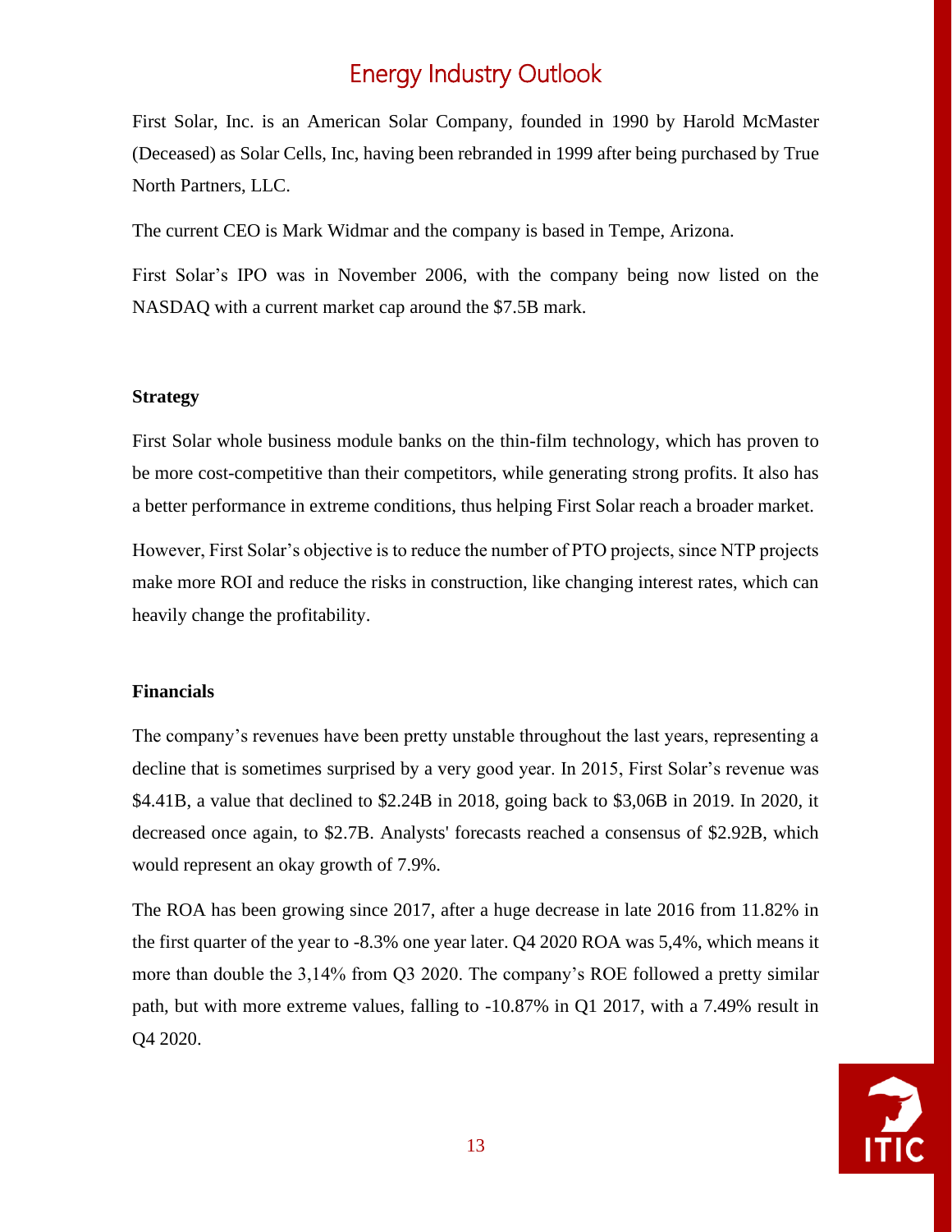# Energy Industry Outlook

First Solar, Inc. is an American Solar Company, founded in 1990 by Harold McMaster (Deceased) as Solar Cells, Inc, having been rebranded in 1999 after being purchased by True North Partners, LLC.

The current CEO is Mark Widmar and the company is based in Tempe, Arizona.

First Solar's IPO was in November 2006, with the company being now listed on the NASDAQ with a current market cap around the $7.5B mark.

**Strategy**

First Solar whole business module banks on the thin-film technology, which has proven to be more cost-competitive than their competitors, while generating strong profits. It also has a better performance in extreme conditions, thus helping First Solar reach a broader market.

However, First Solar's objective is to reduce the number of PTO projects, since NTP projects make more ROI and reduce the risks in construction, like changing interest rates, which can heavily change the profitability.

**Financials**

The company's revenues have been pretty unstable throughout the last years, representing a decline that is sometimes surprised by a very good year. In 2015, First Solar's revenue was $4.41B, a value that declined to $2.24B in 2018, going back to $3,06B in 2019. In 2020, it decreased once again, to $2.7B. Analysts' forecasts reached a consensus of $2.92B, which would represent an okay growth of 7.9%.

The ROA has been growing since 2017, after a huge decrease in late 2016 from 11.82% in the first quarter of the year to -8.3% one year later. Q4 2020 ROA was 5,4%, which means it more than double the 3,14% from Q3 2020. The company's ROE followed a pretty similar path, but with more extreme values, falling to -10.87% in Q1 2017, with a 7.49% result in Q4 2020.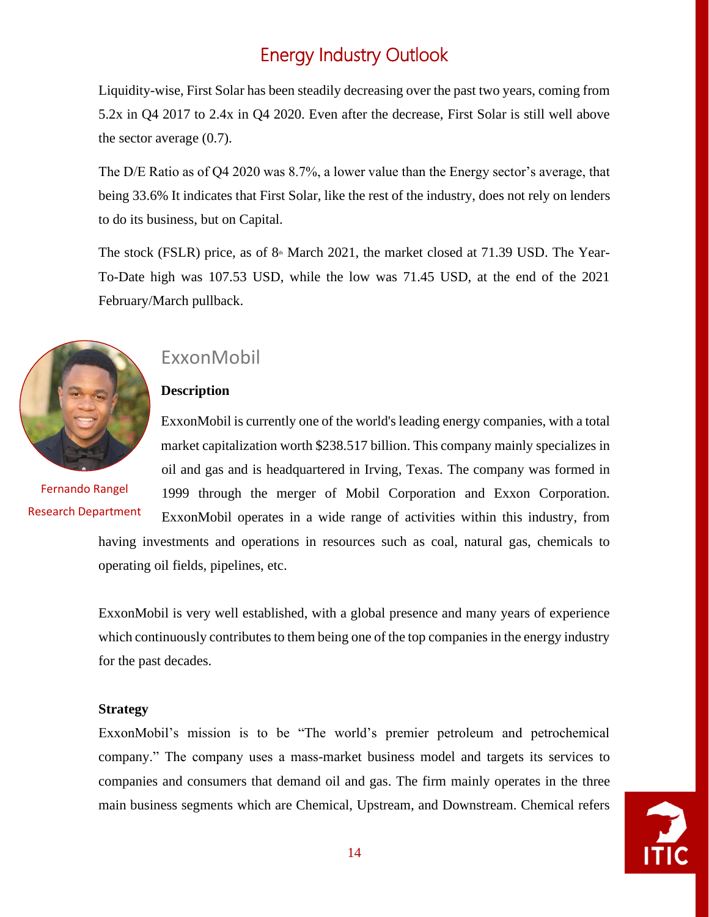Liquidity-wise, First Solar has been steadily decreasing over the past two years, coming from 5.2x in Q4 2017 to 2.4x in Q4 2020. Even after the decrease, First Solar is still well above the sector average (0.7).

The D/E Ratio as of Q4 2020 was 8.7%, a lower value than the Energy sector's average, that being 33.6% It indicates that First Solar, like the rest of the industry, does not rely on lenders to do its business, but on Capital.

The stock (FSLR) price, as of 8th March 2021, the market closed at 71.39 USD. The Year-To-Date high was 107.53 USD, while the low was 71.45 USD, at the end of the 2021 February/March pullback.

## ExxonMobil

Fernando Rangel
Research Department

**Description**

ExxonMobil is currently one of the world's leading energy companies, with a total market capitalization worth $238.517 billion. This company mainly specializes in oil and gas and is headquartered in Irving, Texas. The company was formed in 1999 through the merger of Mobil Corporation and Exxon Corporation. ExxonMobil operates in a wide range of activities within this industry, from having investments and operations in resources such as coal, natural gas, chemicals to operating oil fields, pipelines, etc.

ExxonMobil is very well established, with a global presence and many years of experience which continuously contributes to them being one of the top companies in the energy industry for the past decades.

**Strategy**

ExxonMobil's mission is to be "The world's premier petroleum and petrochemical company." The company uses a mass-market business model and targets its services to companies and consumers that demand oil and gas. The firm mainly operates in the three main business segments which are Chemical, Upstream, and Downstream. Chemical refers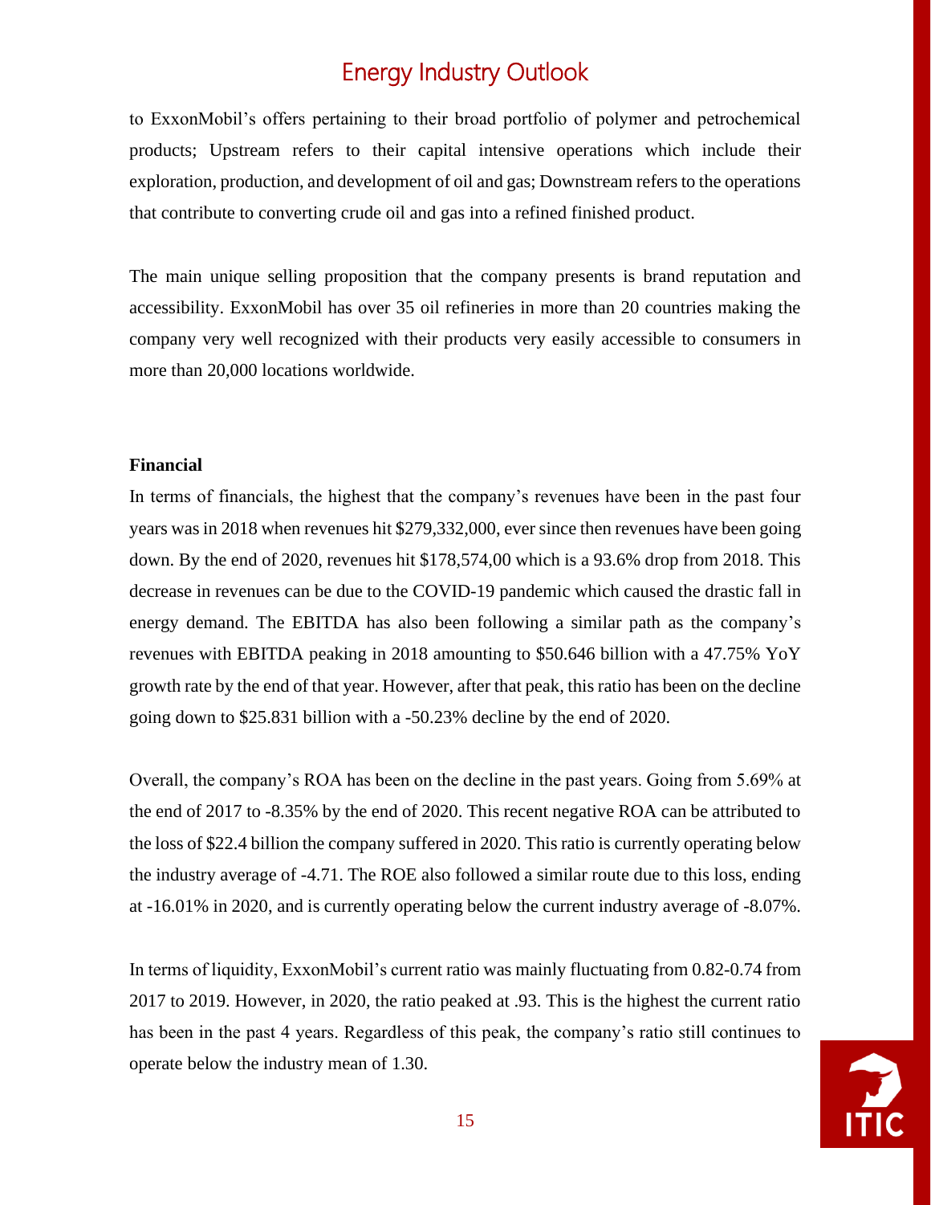to ExxonMobil's offers pertaining to their broad portfolio of polymer and petrochemical products; Upstream refers to their capital intensive operations which include their exploration, production, and development of oil and gas; Downstream refers to the operations that contribute to converting crude oil and gas into a refined finished product.

The main unique selling proposition that the company presents is brand reputation and accessibility. ExxonMobil has over 35 oil refineries in more than 20 countries making the company very well recognized with their products very easily accessible to consumers in more than 20,000 locations worldwide.

**Financial**

In terms of financials, the highest that the company's revenues have been in the past four years was in 2018 when revenues hit $279,332,000, ever since then revenues have been going down. By the end of 2020, revenues hit $178,574,00 which is a 93.6% drop from 2018. This decrease in revenues can be due to the COVID-19 pandemic which caused the drastic fall in energy demand. The EBITDA has also been following a similar path as the company's revenues with EBITDA peaking in 2018 amounting to $50.646 billion with a 47.75% YoY growth rate by the end of that year. However, after that peak, this ratio has been on the decline going down to $25.831 billion with a -50.23% decline by the end of 2020.

Overall, the company's ROA has been on the decline in the past years. Going from 5.69% at the end of 2017 to -8.35% by the end of 2020. This recent negative ROA can be attributed to the loss of $22.4 billion the company suffered in 2020. This ratio is currently operating below the industry average of -4.71. The ROE also followed a similar route due to this loss, ending at -16.01% in 2020, and is currently operating below the current industry average of -8.07%.

In terms of liquidity, ExxonMobil's current ratio was mainly fluctuating from 0.82-0.74 from 2017 to 2019. However, in 2020, the ratio peaked at .93. This is the highest the current ratio has been in the past 4 years. Regardless of this peak, the company's ratio still continues to operate below the industry mean of 1.30.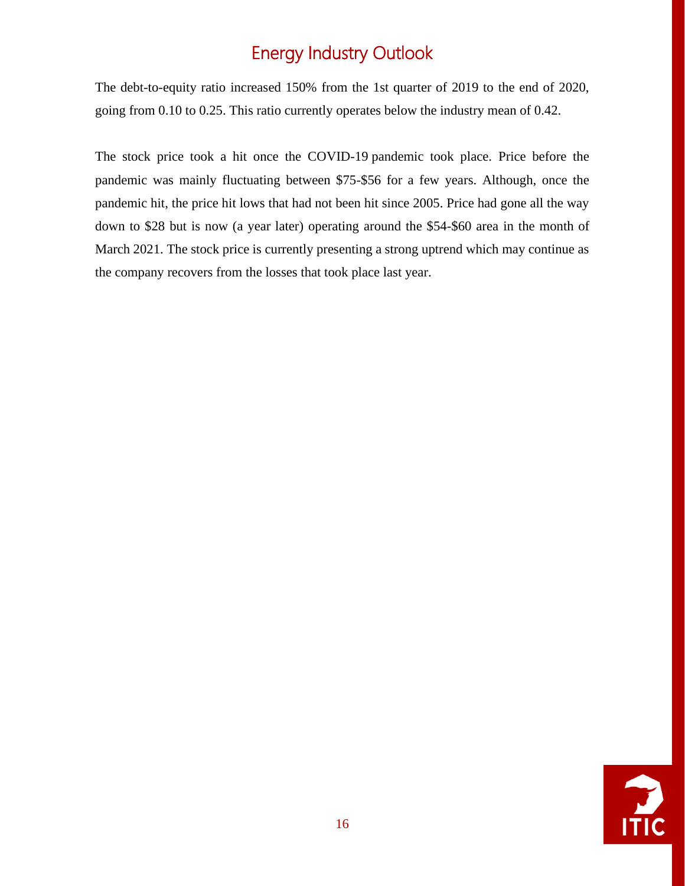## Energy Industry Outlook

The debt-to-equity ratio increased 150% from the 1st quarter of 2019 to the end of 2020, going from 0.10 to 0.25. This ratio currently operates below the industry mean of 0.42.

The stock price took a hit once the COVID-19 pandemic took place. Price before the pandemic was mainly fluctuating between $75-$56 for a few years. Although, once the pandemic hit, the price hit lows that had not been hit since 2005. Price had gone all the way down to $28 but is now (a year later) operating around the $54-$60 area in the month of March 2021. The stock price is currently presenting a strong uptrend which may continue as the company recovers from the losses that took place last year.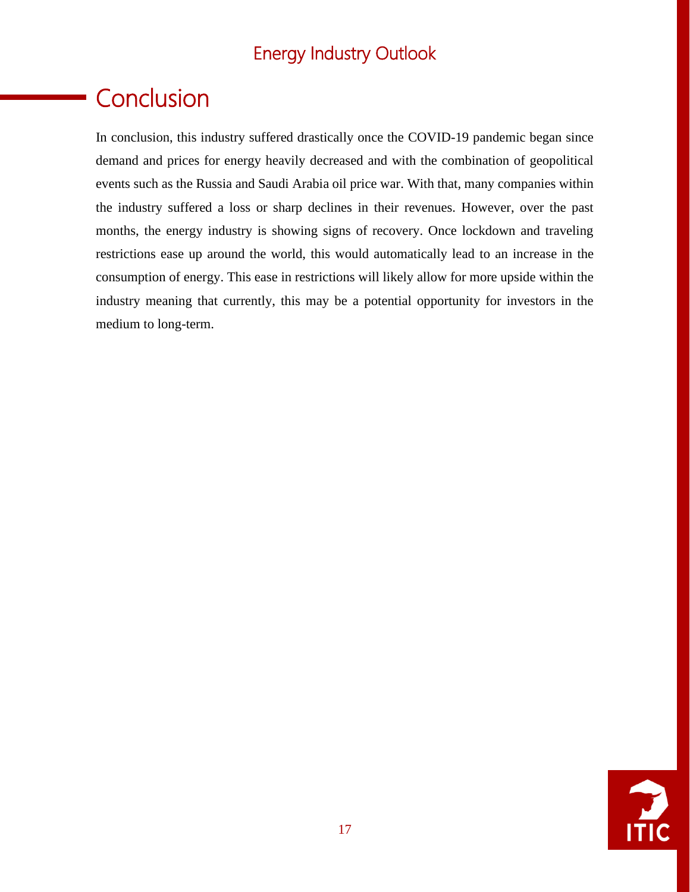# Conclusion

In conclusion, this industry suffered drastically once the COVID-19 pandemic began since demand and prices for energy heavily decreased and with the combination of geopolitical events such as the Russia and Saudi Arabia oil price war. With that, many companies within the industry suffered a loss or sharp declines in their revenues. However, over the past months, the energy industry is showing signs of recovery. Once lockdown and traveling restrictions ease up around the world, this would automatically lead to an increase in the consumption of energy. This ease in restrictions will likely allow for more upside within the industry meaning that currently, this may be a potential opportunity for investors in the medium to long-term.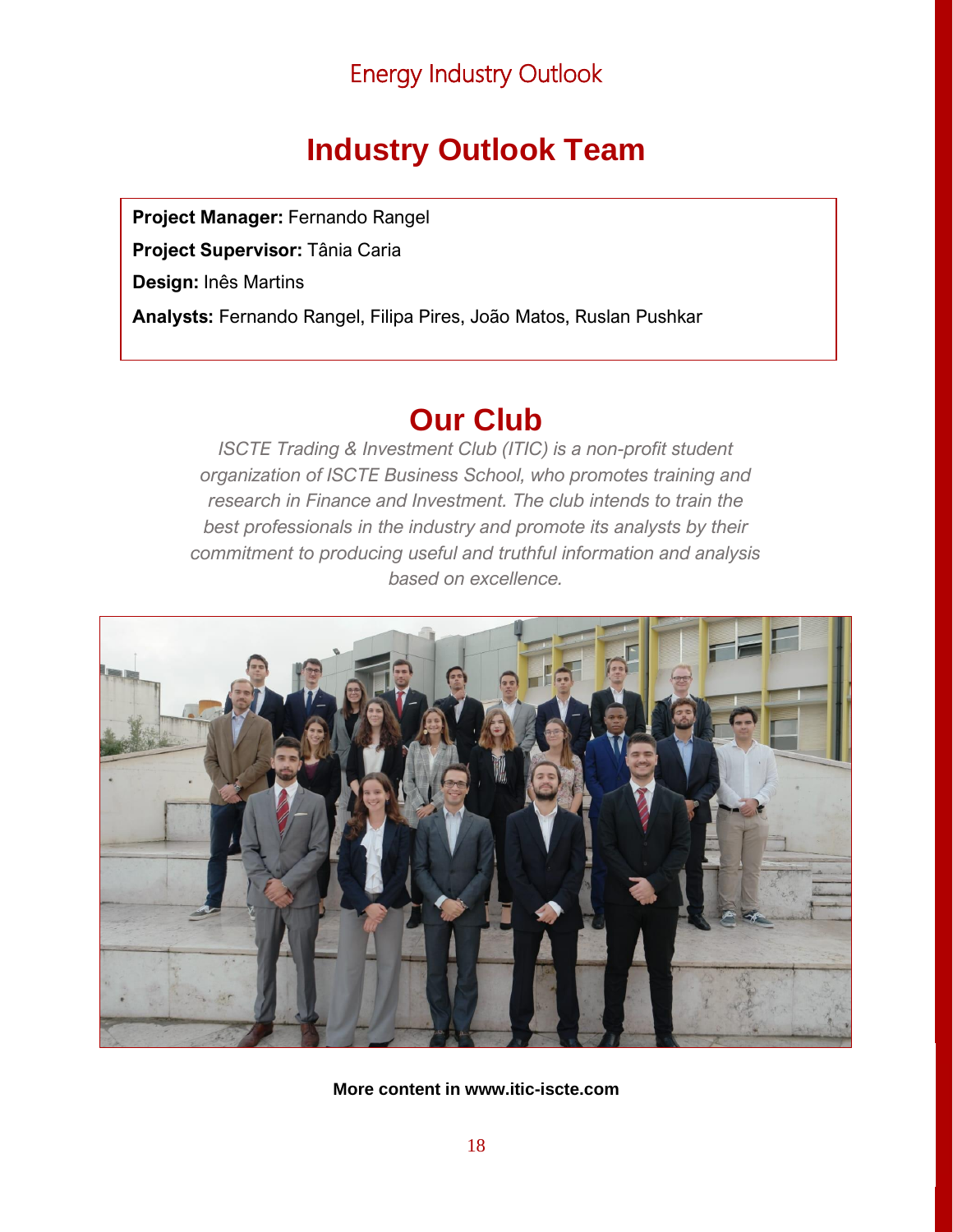## Industry Outlook Team

**Project Manager:** Fernando Rangel

**Project Supervisor:** Tânia Caria

**Design:** Inês Martins

**Analysts:** Fernando Rangel, Filipa Pires, João Matos, Ruslan Pushkar

## Our Club

*ISCTE Trading & Investment Club (ITIC) is a non-profit student organization of ISCTE Business School, who promotes training and research in Finance and Investment. The club intends to train the best professionals in the industry and promote its analysts by their commitment to producing useful and truthful information and analysis based on excellence.*

**More content in www.itic-iscte.com**